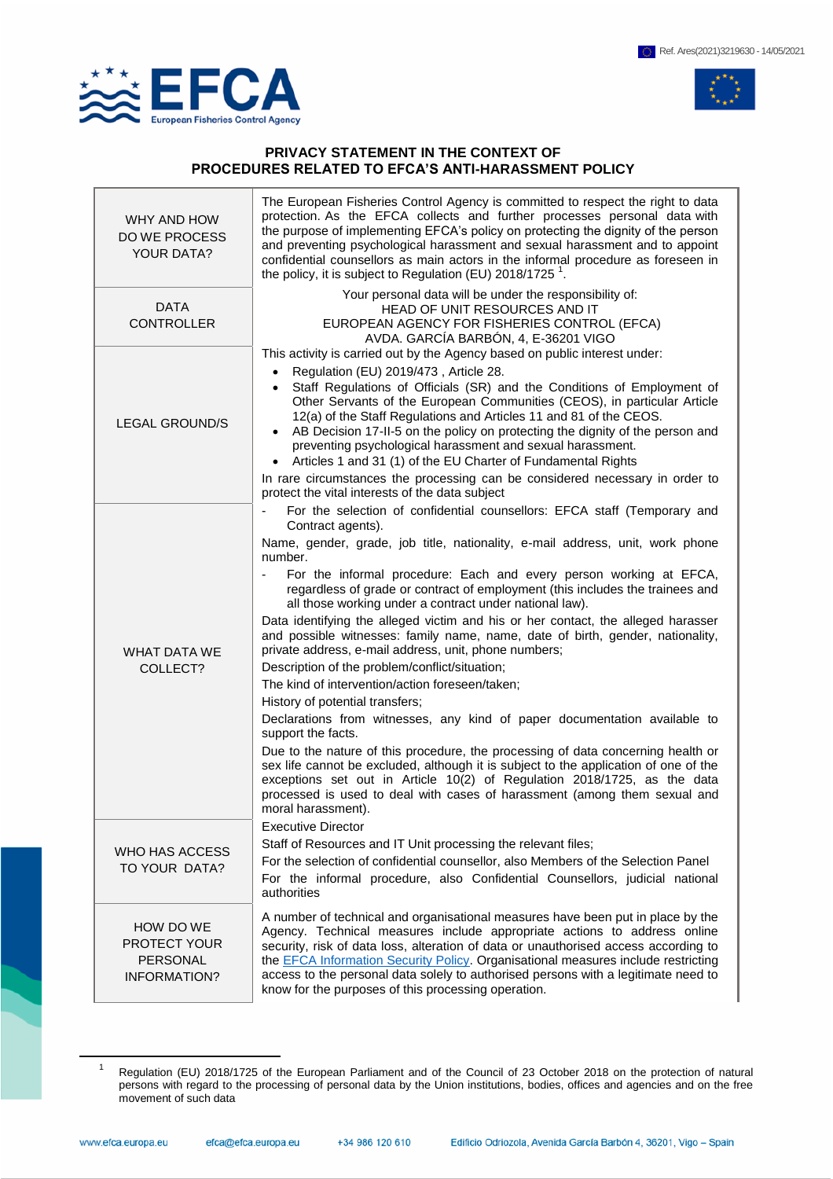Ref. Ares(2021)3219630 - 14/05/2021

**PRIVACY STATEMENT IN THE CONTEXT OF PROCEDURES RELATED TO EFCA'S ANTI-HARASSMENT POLICY**

| | |
|---|---|
| WHY AND HOW DO WE PROCESS YOUR DATA? | The European Fisheries Control Agency is committed to respect the right to data protection. As the EFCA collects and further processes personal data with the purpose of implementing EFCA's policy on protecting the dignity of the person and preventing psychological harassment and sexual harassment and to appoint confidential counsellors as main actors in the informal procedure as foreseen in the policy, it is subject to Regulation (EU) 2018/1725 [1]. |
| DATA CONTROLLER | Your personal data will be under the responsibility of:<br>HEAD OF UNIT RESOURCES AND IT<br>EUROPEAN AGENCY FOR FISHERIES CONTROL (EFCA)<br>AVDA. GARCÍA BARBÓN, 4, E-36201 VIGO |
| LEGAL GROUND/S | This activity is carried out by the Agency based on public interest under:<br>• Regulation (EU) 2019/473 , Article 28.<br>• Staff Regulations of Officials (SR) and the Conditions of Employment of Other Servants of the European Communities (CEOS), in particular Article 12(a) of the Staff Regulations and Articles 11 and 81 of the CEOS.<br>• AB Decision 17-II-5 on the policy on protecting the dignity of the person and preventing psychological harassment and sexual harassment.<br>• Articles 1 and 31 (1) of the EU Charter of Fundamental Rights<br>In rare circumstances the processing can be considered necessary in order to protect the vital interests of the data subject |
| WHAT DATA WE COLLECT? | - For the selection of confidential counsellors: EFCA staff (Temporary and Contract agents).<br>Name, gender, grade, job title, nationality, e-mail address, unit, work phone number.<br>- For the informal procedure: Each and every person working at EFCA, regardless of grade or contract of employment (this includes the trainees and all those working under a contract under national law).<br>Data identifying the alleged victim and his or her contact, the alleged harasser and possible witnesses: family name, name, date of birth, gender, nationality, private address, e-mail address, unit, phone numbers;<br>Description of the problem/conflict/situation;<br>The kind of intervention/action foreseen/taken;<br>History of potential transfers;<br>Declarations from witnesses, any kind of paper documentation available to support the facts.<br>Due to the nature of this procedure, the processing of data concerning health or sex life cannot be excluded, although it is subject to the application of one of the exceptions set out in Article 10(2) of Regulation 2018/1725, as the data processed is used to deal with cases of harassment (among them sexual and moral harassment). |
| WHO HAS ACCESS TO YOUR DATA? | Executive Director<br>Staff of Resources and IT Unit processing the relevant files;<br>For the selection of confidential counsellor, also Members of the Selection Panel<br>For the informal procedure, also Confidential Counsellors, judicial national authorities |
| HOW DO WE PROTECT YOUR PERSONAL INFORMATION? | A number of technical and organisational measures have been put in place by the Agency. Technical measures include appropriate actions to address online security, risk of data loss, alteration of data or unauthorised access according to the EFCA Information Security Policy. Organisational measures include restricting access to the personal data solely to authorised persons with a legitimate need to know for the purposes of this processing operation. |

[1] Regulation (EU) 2018/1725 of the European Parliament and of the Council of 23 October 2018 on the protection of natural persons with regard to the processing of personal data by the Union institutions, bodies, offices and agencies and on the free movement of such data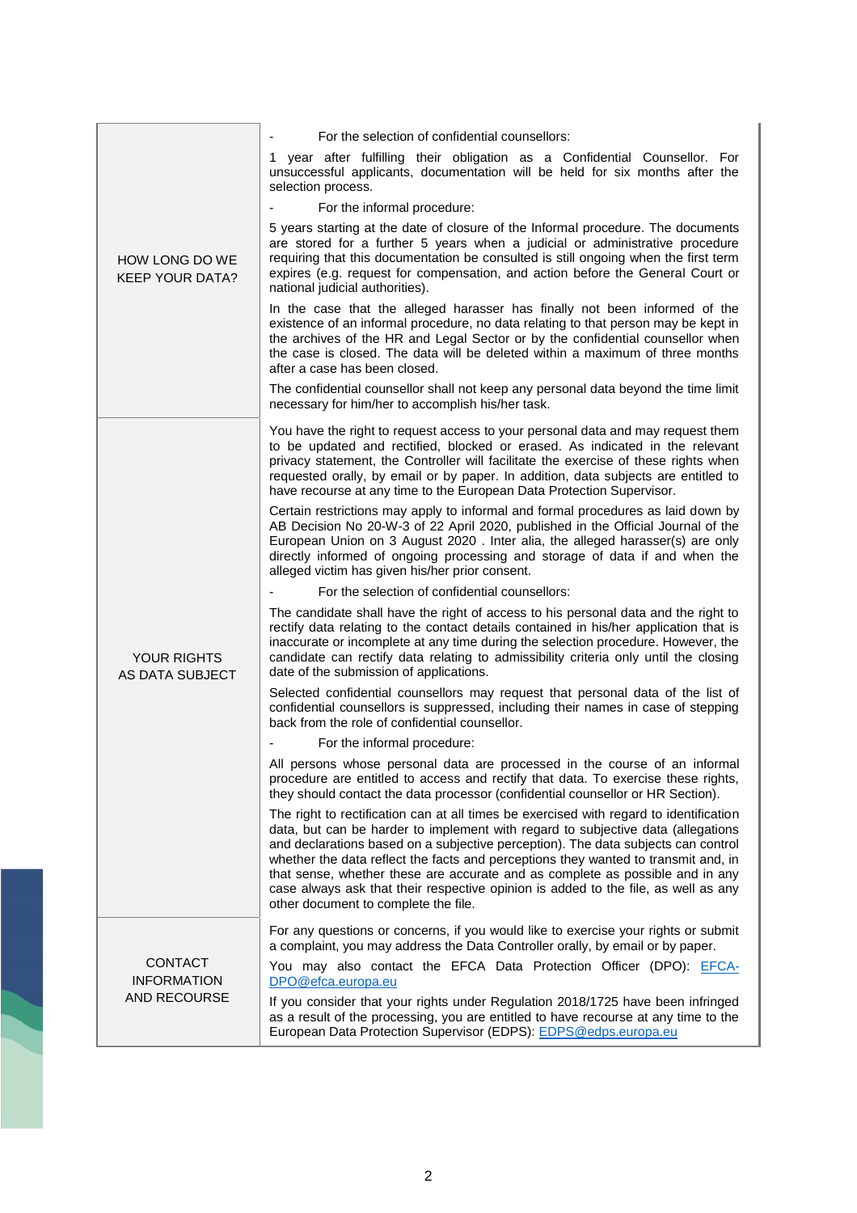| | |
|---|---|
| HOW LONG DO WE KEEP YOUR DATA? | - For the selection of confidential counsellors:<br><br>1 year after fulfilling their obligation as a Confidential Counsellor. For unsuccessful applicants, documentation will be held for six months after the selection process.<br><br>- For the informal procedure:<br><br>5 years starting at the date of closure of the Informal procedure. The documents are stored for a further 5 years when a judicial or administrative procedure requiring that this documentation be consulted is still ongoing when the first term expires (e.g. request for compensation, and action before the General Court or national judicial authorities).<br><br>In the case that the alleged harasser has finally not been informed of the existence of an informal procedure, no data relating to that person may be kept in the archives of the HR and Legal Sector or by the confidential counsellor when the case is closed. The data will be deleted within a maximum of three months after a case has been closed.<br><br>The confidential counsellor shall not keep any personal data beyond the time limit necessary for him/her to accomplish his/her task. |
| YOUR RIGHTS AS DATA SUBJECT | You have the right to request access to your personal data and may request them to be updated and rectified, blocked or erased. As indicated in the relevant privacy statement, the Controller will facilitate the exercise of these rights when requested orally, by email or by paper. In addition, data subjects are entitled to have recourse at any time to the European Data Protection Supervisor.<br><br>Certain restrictions may apply to informal and formal procedures as laid down by AB Decision No 20-W-3 of 22 April 2020, published in the Official Journal of the European Union on 3 August 2020 . Inter alia, the alleged harasser(s) are only directly informed of ongoing processing and storage of data if and when the alleged victim has given his/her prior consent.<br><br>- For the selection of confidential counsellors:<br><br>The candidate shall have the right of access to his personal data and the right to rectify data relating to the contact details contained in his/her application that is inaccurate or incomplete at any time during the selection procedure. However, the candidate can rectify data relating to admissibility criteria only until the closing date of the submission of applications.<br><br>Selected confidential counsellors may request that personal data of the list of confidential counsellors is suppressed, including their names in case of stepping back from the role of confidential counsellor.<br><br>- For the informal procedure:<br><br>All persons whose personal data are processed in the course of an informal procedure are entitled to access and rectify that data. To exercise these rights, they should contact the data processor (confidential counsellor or HR Section).<br><br>The right to rectification can at all times be exercised with regard to identification data, but can be harder to implement with regard to subjective data (allegations and declarations based on a subjective perception). The data subjects can control whether the data reflect the facts and perceptions they wanted to transmit and, in that sense, whether these are accurate and as complete as possible and in any case always ask that their respective opinion is added to the file, as well as any other document to complete the file. |
| CONTACT INFORMATION AND RECOURSE | For any questions or concerns, if you would like to exercise your rights or submit a complaint, you may address the Data Controller orally, by email or by paper.<br><br>You may also contact the EFCA Data Protection Officer (DPO): EFCA-DPO@efca.europa.eu<br><br>If you consider that your rights under Regulation 2018/1725 have been infringed as a result of the processing, you are entitled to have recourse at any time to the European Data Protection Supervisor (EDPS): EDPS@edps.europa.eu |